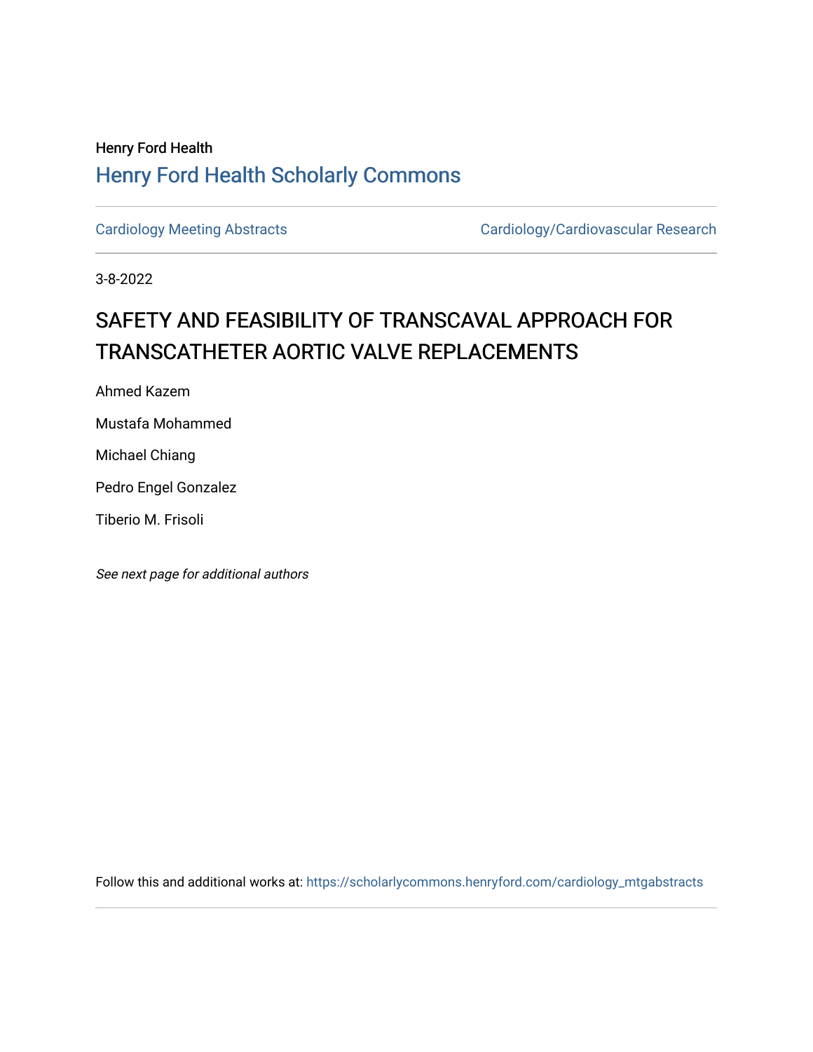Henry Ford Health

## Henry Ford Health Scholarly Commons

Cardiology Meeting Abstracts | Cardiology/Cardiovascular Research

3-8-2022

# SAFETY AND FEASIBILITY OF TRANSCAVAL APPROACH FOR TRANSCATHETER AORTIC VALVE REPLACEMENTS

Ahmed Kazem

Mustafa Mohammed

Michael Chiang

Pedro Engel Gonzalez

Tiberio M. Frisoli

*See next page for additional authors*

Follow this and additional works at: https://scholarlycommons.henryford.com/cardiology_mtgabstracts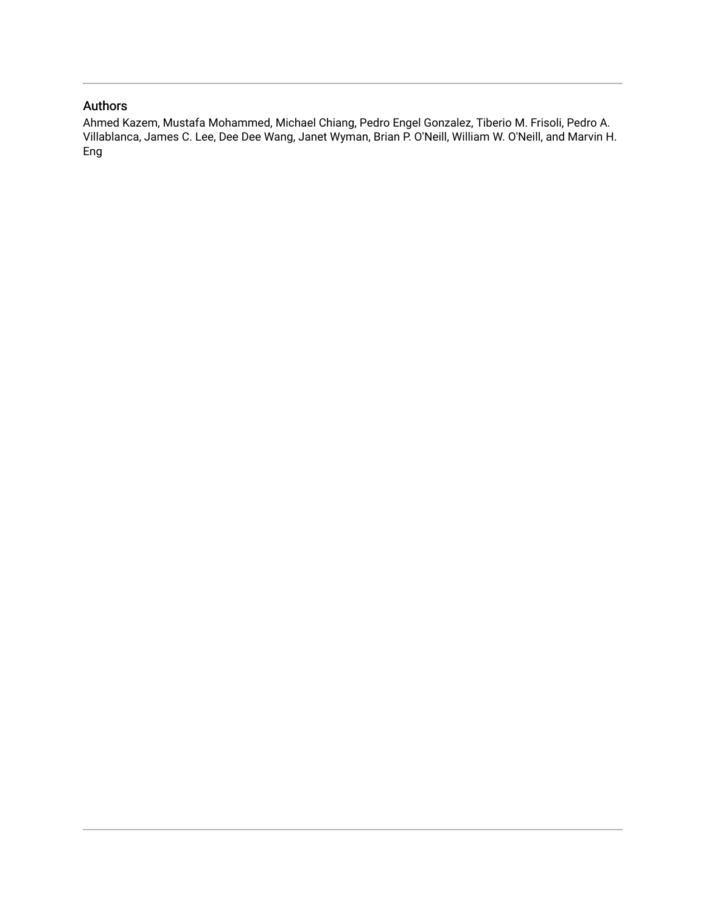## Authors

Ahmed Kazem, Mustafa Mohammed, Michael Chiang, Pedro Engel Gonzalez, Tiberio M. Frisoli, Pedro A. Villablanca, James C. Lee, Dee Dee Wang, Janet Wyman, Brian P. O'Neill, William W. O'Neill, and Marvin H. Eng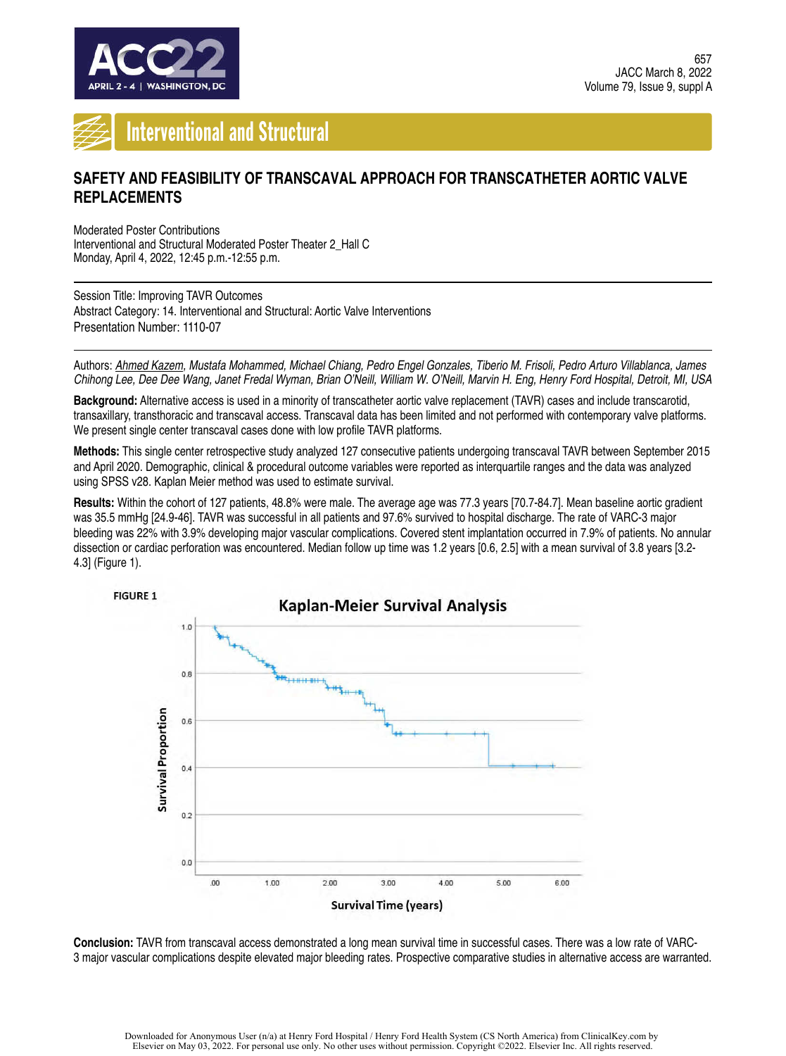Interventional and Structural

# SAFETY AND FEASIBILITY OF TRANSCAVAL APPROACH FOR TRANSCATHETER AORTIC VALVE REPLACEMENTS

Moderated Poster Contributions
Interventional and Structural Moderated Poster Theater 2_Hall C
Monday, April 4, 2022, 12:45 p.m.-12:55 p.m.

Session Title: Improving TAVR Outcomes
Abstract Category: 14. Interventional and Structural: Aortic Valve Interventions
Presentation Number: 1110-07

Authors: *Ahmed Kazem, Mustafa Mohammed, Michael Chiang, Pedro Engel Gonzales, Tiberio M. Frisoli, Pedro Arturo Villablanca, James Chihong Lee, Dee Dee Wang, Janet Fredal Wyman, Brian O'Neill, William W. O'Neill, Marvin H. Eng, Henry Ford Hospital, Detroit, MI, USA*

**Background:** Alternative access is used in a minority of transcatheter aortic valve replacement (TAVR) cases and include transcarotid, transaxillary, transthoracic and transcaval access. Transcaval data has been limited and not performed with contemporary valve platforms. We present single center transcaval cases done with low profile TAVR platforms.

**Methods:** This single center retrospective study analyzed 127 consecutive patients undergoing transcaval TAVR between September 2015 and April 2020. Demographic, clinical & procedural outcome variables were reported as interquartile ranges and the data was analyzed using SPSS v28. Kaplan Meier method was used to estimate survival.

**Results:** Within the cohort of 127 patients, 48.8% were male. The average age was 77.3 years [70.7-84.7]. Mean baseline aortic gradient was 35.5 mmHg [24.9-46]. TAVR was successful in all patients and 97.6% survived to hospital discharge. The rate of VARC-3 major bleeding was 22% with 3.9% developing major vascular complications. Covered stent implantation occurred in 7.9% of patients. No annular dissection or cardiac perforation was encountered. Median follow up time was 1.2 years [0.6, 2.5] with a mean survival of 3.8 years [3.2-4.3] (Figure 1).

FIGURE 1

Kaplan-Meier Survival Analysis

Survival Proportion

1.0
0.8
0.6
0.4
0.2
0.0

.00
1.00
2.00
3.00
4.00
5.00
6.00

Survival Time (years)

**Conclusion:** TAVR from transcaval access demonstrated a long mean survival time in successful cases. There was a low rate of VARC-3 major vascular complications despite elevated major bleeding rates. Prospective comparative studies in alternative access are warranted.